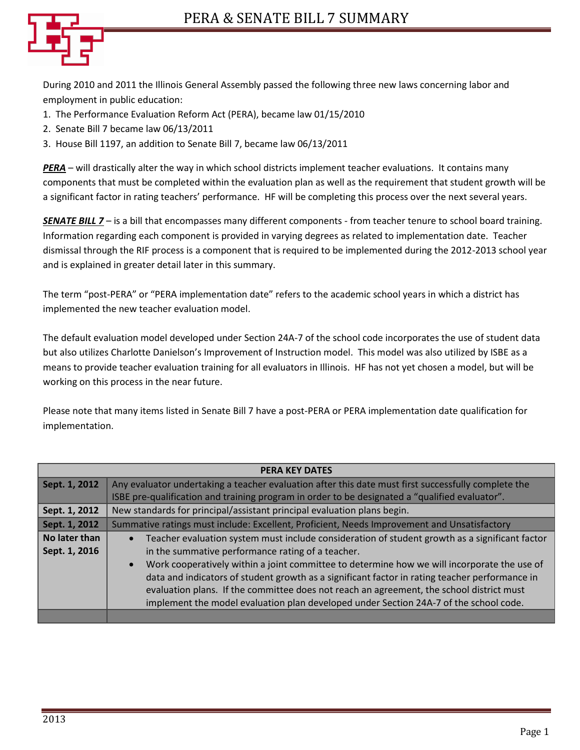# PERA & SENATE BILL 7 SUMMARY

During 2010 and 2011 the Illinois General Assembly passed the following three new laws concerning labor and employment in public education:

1. The Performance Evaluation Reform Act (PERA), became law 01/15/2010
2. Senate Bill 7 became law 06/13/2011
3. House Bill 1197, an addition to Senate Bill 7, became law 06/13/2011

***PERA*** – will drastically alter the way in which school districts implement teacher evaluations. It contains many components that must be completed within the evaluation plan as well as the requirement that student growth will be a significant factor in rating teachers' performance. HF will be completing this process over the next several years.

***SENATE BILL 7*** – is a bill that encompasses many different components - from teacher tenure to school board training. Information regarding each component is provided in varying degrees as related to implementation date. Teacher dismissal through the RIF process is a component that is required to be implemented during the 2012-2013 school year and is explained in greater detail later in this summary.

The term "post-PERA" or "PERA implementation date" refers to the academic school years in which a district has implemented the new teacher evaluation model.

The default evaluation model developed under Section 24A-7 of the school code incorporates the use of student data but also utilizes Charlotte Danielson's Improvement of Instruction model. This model was also utilized by ISBE as a means to provide teacher evaluation training for all evaluators in Illinois. HF has not yet chosen a model, but will be working on this process in the near future.

Please note that many items listed in Senate Bill 7 have a post-PERA or PERA implementation date qualification for implementation.

| PERA KEY DATES | |
|---|---|
| **Sept. 1, 2012** | Any evaluator undertaking a teacher evaluation after this date must first successfully complete the ISBE pre-qualification and training program in order to be designated a "qualified evaluator". |
| **Sept. 1, 2012** | New standards for principal/assistant principal evaluation plans begin. |
| **Sept. 1, 2012** | Summative ratings must include: Excellent, Proficient, Needs Improvement and Unsatisfactory |
| **No later than Sept. 1, 2016** | • Teacher evaluation system must include consideration of student growth as a significant factor in the summative performance rating of a teacher.<br>• Work cooperatively within a joint committee to determine how we will incorporate the use of data and indicators of student growth as a significant factor in rating teacher performance in evaluation plans. If the committee does not reach an agreement, the school district must implement the model evaluation plan developed under Section 24A-7 of the school code. |
| | |

2013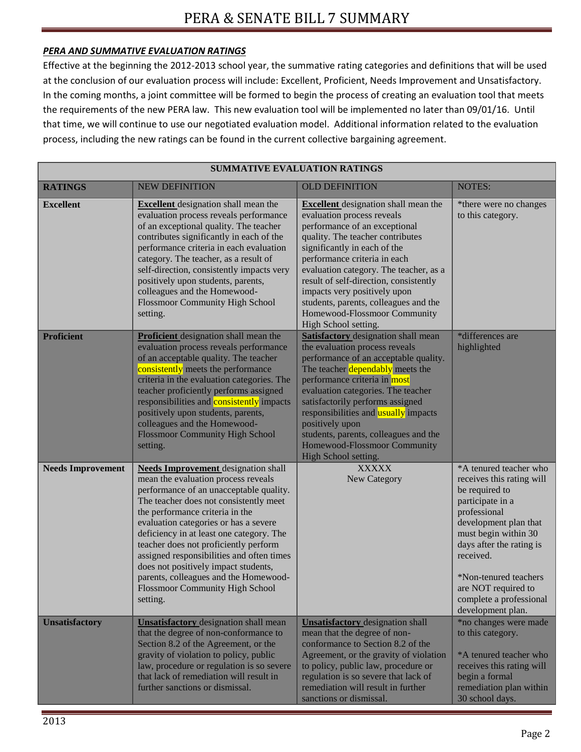## *PERA AND SUMMATIVE EVALUATION RATINGS*

Effective at the beginning the 2012-2013 school year, the summative rating categories and definitions that will be used at the conclusion of our evaluation process will include: Excellent, Proficient, Needs Improvement and Unsatisfactory. In the coming months, a joint committee will be formed to begin the process of creating an evaluation tool that meets the requirements of the new PERA law. This new evaluation tool will be implemented no later than 09/01/16. Until that time, we will continue to use our negotiated evaluation model. Additional information related to the evaluation process, including the new ratings can be found in the current collective bargaining agreement.

| SUMMATIVE EVALUATION RATINGS | | | |
|---|---|---|---|
| **RATINGS** | NEW DEFINITION | OLD DEFINITION | NOTES: |
| **Excellent** | **Excellent** designation shall mean the evaluation process reveals performance of an exceptional quality. The teacher contributes significantly in each of the performance criteria in each evaluation category. The teacher, as a result of self-direction, consistently impacts very positively upon students, parents, colleagues and the Homewood-Flossmoor Community High School setting. | **Excellent** designation shall mean the evaluation process reveals performance of an exceptional quality. The teacher contributes significantly in each of the performance criteria in each evaluation category. The teacher, as a result of self-direction, consistently impacts very positively upon students, parents, colleagues and the Homewood-Flossmoor Community High School setting. | *there were no changes to this category. |
| **Proficient** | **Proficient** designation shall mean the evaluation process reveals performance of an acceptable quality. The teacher consistently meets the performance criteria in the evaluation categories. The teacher proficiently performs assigned responsibilities and consistently impacts positively upon students, parents, colleagues and the Homewood-Flossmoor Community High School setting. | **Satisfactory** designation shall mean the evaluation process reveals performance of an acceptable quality. The teacher dependably meets the performance criteria in most evaluation categories. The teacher satisfactorily performs assigned responsibilities and usually impacts positively upon students, parents, colleagues and the Homewood-Flossmoor Community High School setting. | *differences are highlighted |
| **Needs Improvement** | **Needs Improvement** designation shall mean the evaluation process reveals performance of an unacceptable quality. The teacher does not consistently meet the performance criteria in the evaluation categories or has a severe deficiency in at least one category. The teacher does not proficiently perform assigned responsibilities and often times does not positively impact students, parents, colleagues and the Homewood-Flossmoor Community High School setting. | XXXXX<br>New Category | *A tenured teacher who receives this rating will be required to participate in a professional development plan that must begin within 30 days after the rating is received.<br><br>*Non-tenured teachers are NOT required to complete a professional development plan. |
| **Unsatisfactory** | **Unsatisfactory** designation shall mean that the degree of non-conformance to Section 8.2 of the Agreement, or the gravity of violation to policy, public law, procedure or regulation is so severe that lack of remediation will result in further sanctions or dismissal. | **Unsatisfactory** designation shall mean that the degree of non-conformance to Section 8.2 of the Agreement, or the gravity of violation to policy, public law, procedure or regulation is so severe that lack of remediation will result in further sanctions or dismissal. | *no changes were made to this category.<br><br>*A tenured teacher who receives this rating will begin a formal remediation plan within 30 school days. |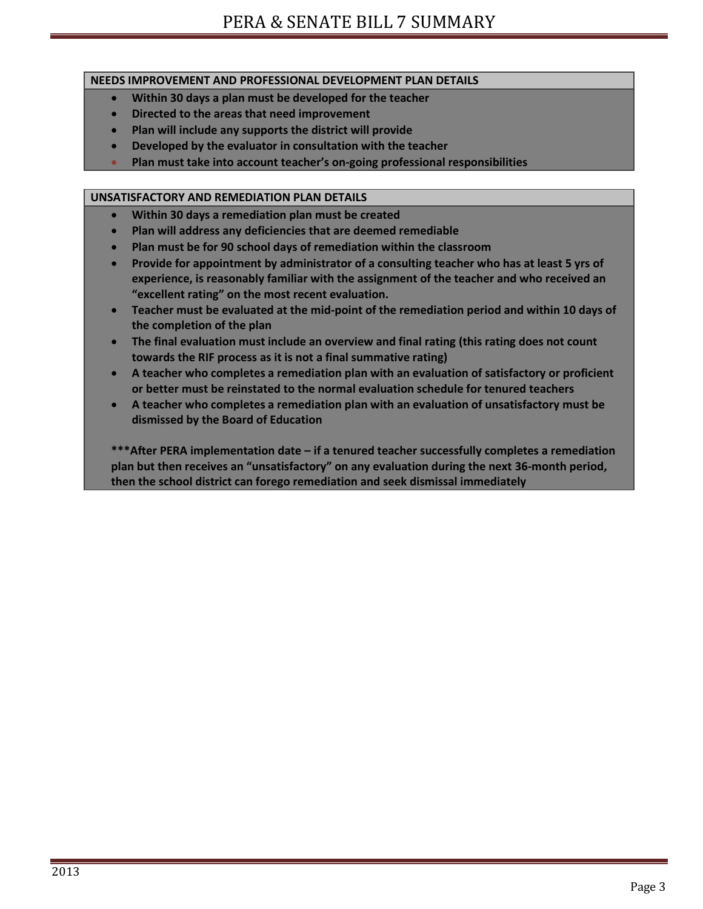## NEEDS IMPROVEMENT AND PROFESSIONAL DEVELOPMENT PLAN DETAILS

- **Within 30 days a plan must be developed for the teacher**
- **Directed to the areas that need improvement**
- **Plan will include any supports the district will provide**
- **Developed by the evaluator in consultation with the teacher**
- **Plan must take into account teacher's on-going professional responsibilities**

## UNSATISFACTORY AND REMEDIATION PLAN DETAILS

- **Within 30 days a remediation plan must be created**
- **Plan will address any deficiencies that are deemed remediable**
- **Plan must be for 90 school days of remediation within the classroom**
- **Provide for appointment by administrator of a consulting teacher who has at least 5 yrs of experience, is reasonably familiar with the assignment of the teacher and who received an "excellent rating" on the most recent evaluation.**
- **Teacher must be evaluated at the mid-point of the remediation period and within 10 days of the completion of the plan**
- **The final evaluation must include an overview and final rating (this rating does not count towards the RIF process as it is not a final summative rating)**
- **A teacher who completes a remediation plan with an evaluation of satisfactory or proficient or better must be reinstated to the normal evaluation schedule for tenured teachers**
- **A teacher who completes a remediation plan with an evaluation of unsatisfactory must be dismissed by the Board of Education**

**\*\*\*After PERA implementation date – if a tenured teacher successfully completes a remediation plan but then receives an "unsatisfactory" on any evaluation during the next 36-month period, then the school district can forego remediation and seek dismissal immediately**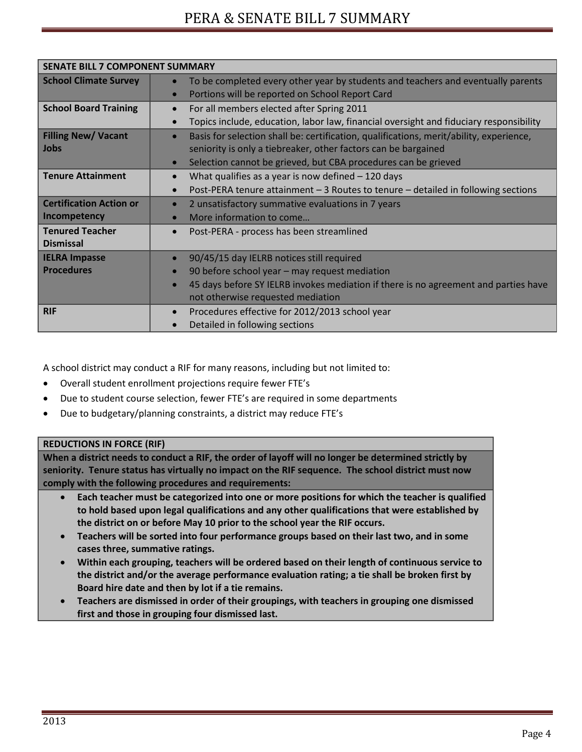| SENATE BILL 7 COMPONENT SUMMARY | |
|---|---|
| **School Climate Survey** | • To be completed every other year by students and teachers and eventually parents<br>• Portions will be reported on School Report Card |
| **School Board Training** | • For all members elected after Spring 2011<br>• Topics include, education, labor law, financial oversight and fiduciary responsibility |
| **Filling New/ Vacant Jobs** | • Basis for selection shall be: certification, qualifications, merit/ability, experience, seniority is only a tiebreaker, other factors can be bargained<br>• Selection cannot be grieved, but CBA procedures can be grieved |
| **Tenure Attainment** | • What qualifies as a year is now defined – 120 days<br>• Post-PERA tenure attainment – 3 Routes to tenure – detailed in following sections |
| **Certification Action or Incompetency** | • 2 unsatisfactory summative evaluations in 7 years<br>• More information to come… |
| **Tenured Teacher Dismissal** | • Post-PERA - process has been streamlined |
| **IELRA Impasse Procedures** | • 90/45/15 day IELRB notices still required<br>• 90 before school year – may request mediation<br>• 45 days before SY IELRB invokes mediation if there is no agreement and parties have not otherwise requested mediation |
| **RIF** | • Procedures effective for 2012/2013 school year<br>• Detailed in following sections |

A school district may conduct a RIF for many reasons, including but not limited to:

- Overall student enrollment projections require fewer FTE's
- Due to student course selection, fewer FTE's are required in some departments
- Due to budgetary/planning constraints, a district may reduce FTE's

| REDUCTIONS IN FORCE (RIF) |
|---|
| **When a district needs to conduct a RIF, the order of layoff will no longer be determined strictly by seniority. Tenure status has virtually no impact on the RIF sequence. The school district must now comply with the following procedures and requirements:** |
| • **Each teacher must be categorized into one or more positions for which the teacher is qualified to hold based upon legal qualifications and any other qualifications that were established by the district on or before May 10 prior to the school year the RIF occurs.**<br>• **Teachers will be sorted into four performance groups based on their last two, and in some cases three, summative ratings.**<br>• **Within each grouping, teachers will be ordered based on their length of continuous service to the district and/or the average performance evaluation rating; a tie shall be broken first by Board hire date and then by lot if a tie remains.**<br>• **Teachers are dismissed in order of their groupings, with teachers in grouping one dismissed first and those in grouping four dismissed last.** |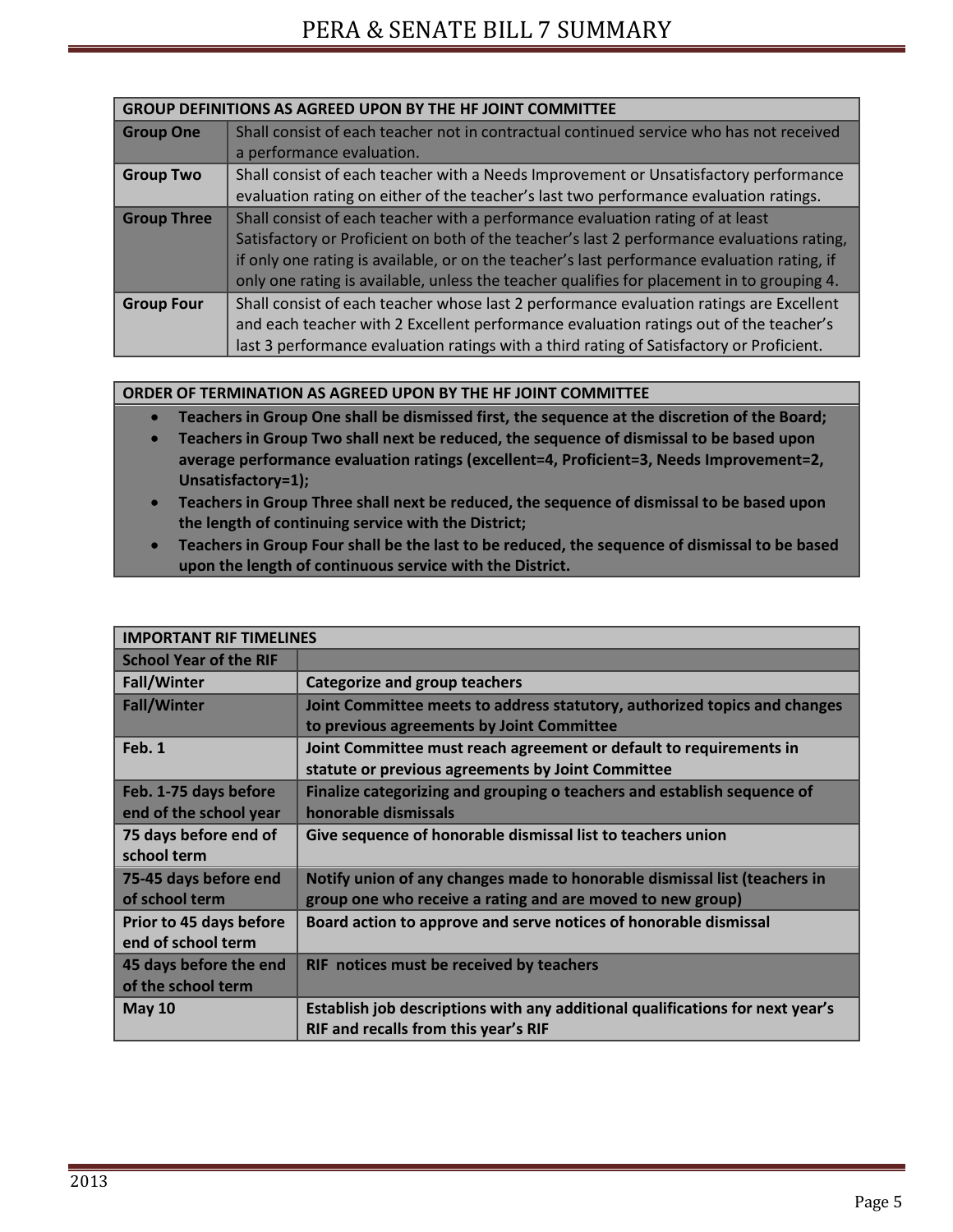| GROUP DEFINITIONS AS AGREED UPON BY THE HF JOINT COMMITTEE | |
|---|---|
| **Group One** | Shall consist of each teacher not in contractual continued service who has not received a performance evaluation. |
| **Group Two** | Shall consist of each teacher with a Needs Improvement or Unsatisfactory performance evaluation rating on either of the teacher's last two performance evaluation ratings. |
| **Group Three** | Shall consist of each teacher with a performance evaluation rating of at least Satisfactory or Proficient on both of the teacher's last 2 performance evaluations rating, if only one rating is available, or on the teacher's last performance evaluation rating, if only one rating is available, unless the teacher qualifies for placement in to grouping 4. |
| **Group Four** | Shall consist of each teacher whose last 2 performance evaluation ratings are Excellent and each teacher with 2 Excellent performance evaluation ratings out of the teacher's last 3 performance evaluation ratings with a third rating of Satisfactory or Proficient. |

**ORDER OF TERMINATION AS AGREED UPON BY THE HF JOINT COMMITTEE**

- **Teachers in Group One shall be dismissed first, the sequence at the discretion of the Board;**
- **Teachers in Group Two shall next be reduced, the sequence of dismissal to be based upon average performance evaluation ratings (excellent=4, Proficient=3, Needs Improvement=2, Unsatisfactory=1);**
- **Teachers in Group Three shall next be reduced, the sequence of dismissal to be based upon the length of continuing service with the District;**
- **Teachers in Group Four shall be the last to be reduced, the sequence of dismissal to be based upon the length of continuous service with the District.**

| IMPORTANT RIF TIMELINES | |
|---|---|
| **School Year of the RIF** | |
| **Fall/Winter** | **Categorize and group teachers** |
| **Fall/Winter** | **Joint Committee meets to address statutory, authorized topics and changes to previous agreements by Joint Committee** |
| **Feb. 1** | **Joint Committee must reach agreement or default to requirements in statute or previous agreements by Joint Committee** |
| **Feb. 1-75 days before end of the school year** | **Finalize categorizing and grouping o teachers and establish sequence of honorable dismissals** |
| **75 days before end of school term** | **Give sequence of honorable dismissal list to teachers union** |
| **75-45 days before end of school term** | **Notify union of any changes made to honorable dismissal list (teachers in group one who receive a rating and are moved to new group)** |
| **Prior to 45 days before end of school term** | **Board action to approve and serve notices of honorable dismissal** |
| **45 days before the end of the school term** | **RIF notices must be received by teachers** |
| **May 10** | **Establish job descriptions with any additional qualifications for next year's RIF and recalls from this year's RIF** |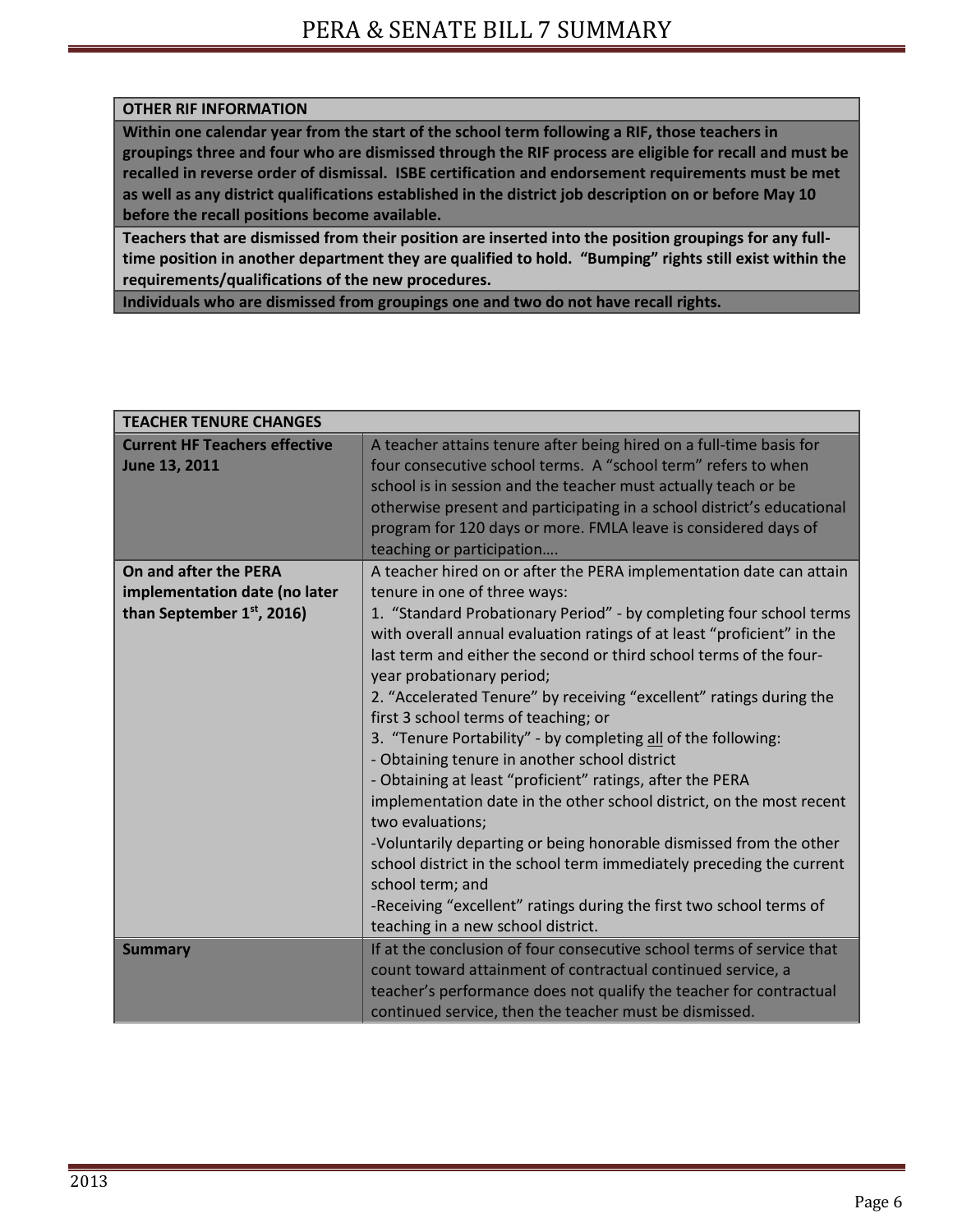| OTHER RIF INFORMATION |
|---|
| **Within one calendar year from the start of the school term following a RIF, those teachers in groupings three and four who are dismissed through the RIF process are eligible for recall and must be recalled in reverse order of dismissal. ISBE certification and endorsement requirements must be met as well as any district qualifications established in the district job description on or before May 10 before the recall positions become available.** |
| **Teachers that are dismissed from their position are inserted into the position groupings for any full-time position in another department they are qualified to hold. "Bumping" rights still exist within the requirements/qualifications of the new procedures.** |
| **Individuals who are dismissed from groupings one and two do not have recall rights.** |

| TEACHER TENURE CHANGES | |
|---|---|
| **Current HF Teachers effective June 13, 2011** | A teacher attains tenure after being hired on a full-time basis for four consecutive school terms. A "school term" refers to when school is in session and the teacher must actually teach or be otherwise present and participating in a school district's educational program for 120 days or more. FMLA leave is considered days of teaching or participation…. |
| **On and after the PERA implementation date (no later than September 1st, 2016)** | A teacher hired on or after the PERA implementation date can attain tenure in one of three ways:<br>1. "Standard Probationary Period" - by completing four school terms with overall annual evaluation ratings of at least "proficient" in the last term and either the second or third school terms of the four-year probationary period;<br>2. "Accelerated Tenure" by receiving "excellent" ratings during the first 3 school terms of teaching; or<br>3. "Tenure Portability" - by completing all of the following:<br>- Obtaining tenure in another school district<br>- Obtaining at least "proficient" ratings, after the PERA implementation date in the other school district, on the most recent two evaluations;<br>-Voluntarily departing or being honorable dismissed from the other school district in the school term immediately preceding the current school term; and<br>-Receiving "excellent" ratings during the first two school terms of teaching in a new school district. |
| **Summary** | If at the conclusion of four consecutive school terms of service that count toward attainment of contractual continued service, a teacher's performance does not qualify the teacher for contractual continued service, then the teacher must be dismissed. |